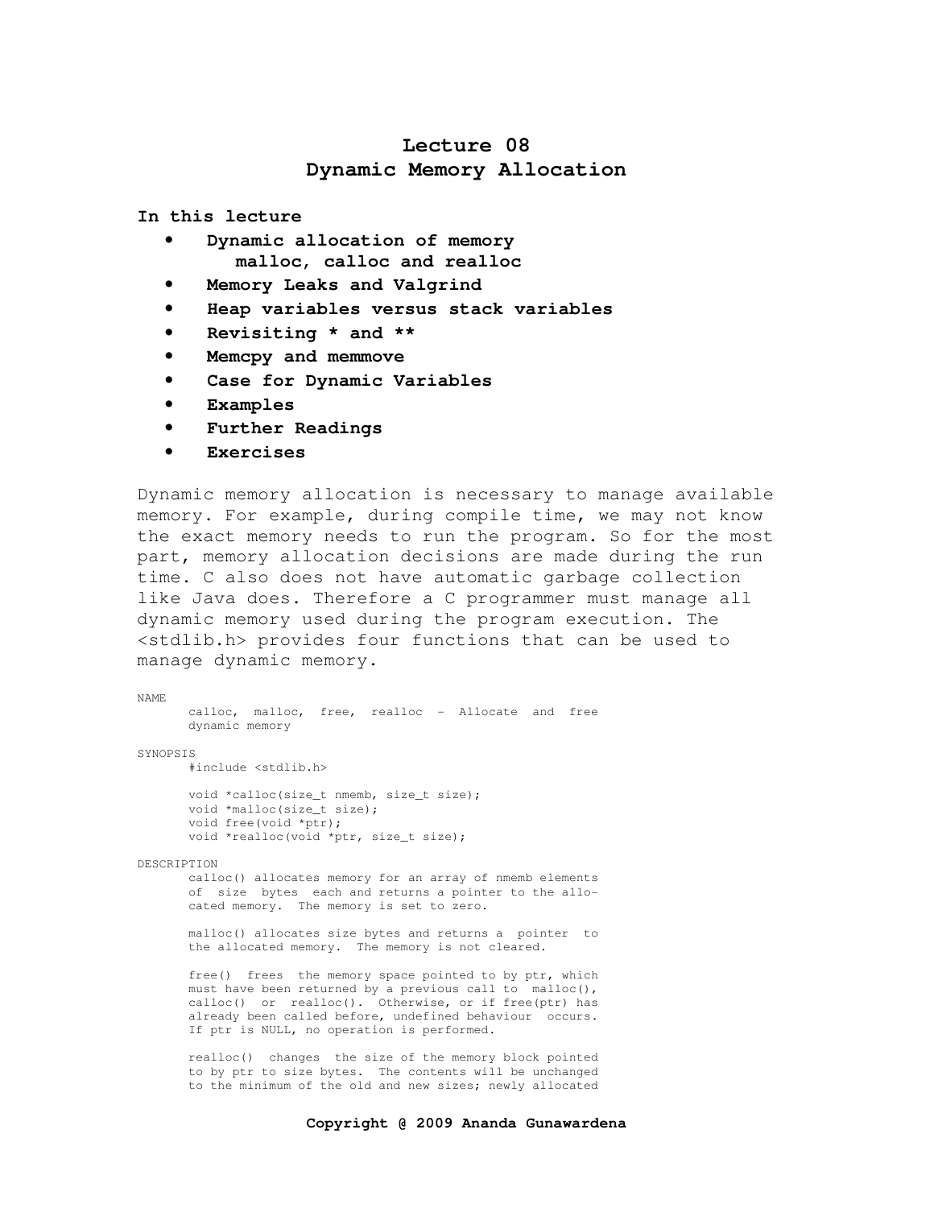# Lecture 08
# Dynamic Memory Allocation

**In this lecture**

- **Dynamic allocation of memory**
  **malloc, calloc and realloc**
- **Memory Leaks and Valgrind**
- **Heap variables versus stack variables**
- **Revisiting * and ****
- **Memcpy and memmove**
- **Case for Dynamic Variables**
- **Examples**
- **Further Readings**
- **Exercises**

Dynamic memory allocation is necessary to manage available memory. For example, during compile time, we may not know the exact memory needs to run the program. So for the most part, memory allocation decisions are made during the run time. C also does not have automatic garbage collection like Java does. Therefore a C programmer must manage all dynamic memory used during the program execution. The <stdlib.h> provides four functions that can be used to manage dynamic memory.

```
NAME
       calloc,  malloc,  free,  realloc  -  Allocate  and  free
       dynamic memory

SYNOPSIS
       #include <stdlib.h>

       void *calloc(size_t nmemb, size_t size);
       void *malloc(size_t size);
       void free(void *ptr);
       void *realloc(void *ptr, size_t size);

DESCRIPTION
       calloc() allocates memory for an array of nmemb elements
       of  size  bytes  each and returns a pointer to the allo-
       cated memory.  The memory is set to zero.

       malloc() allocates size bytes and returns a  pointer  to
       the allocated memory.  The memory is not cleared.

       free()  frees  the memory space pointed to by ptr, which
       must have been returned by a previous call to  malloc(),
       calloc()  or  realloc().  Otherwise, or if free(ptr) has
       already been called before, undefined behaviour  occurs.
       If ptr is NULL, no operation is performed.

       realloc()  changes  the size of the memory block pointed
       to by ptr to size bytes.  The contents will be unchanged
       to the minimum of the old and new sizes; newly allocated
```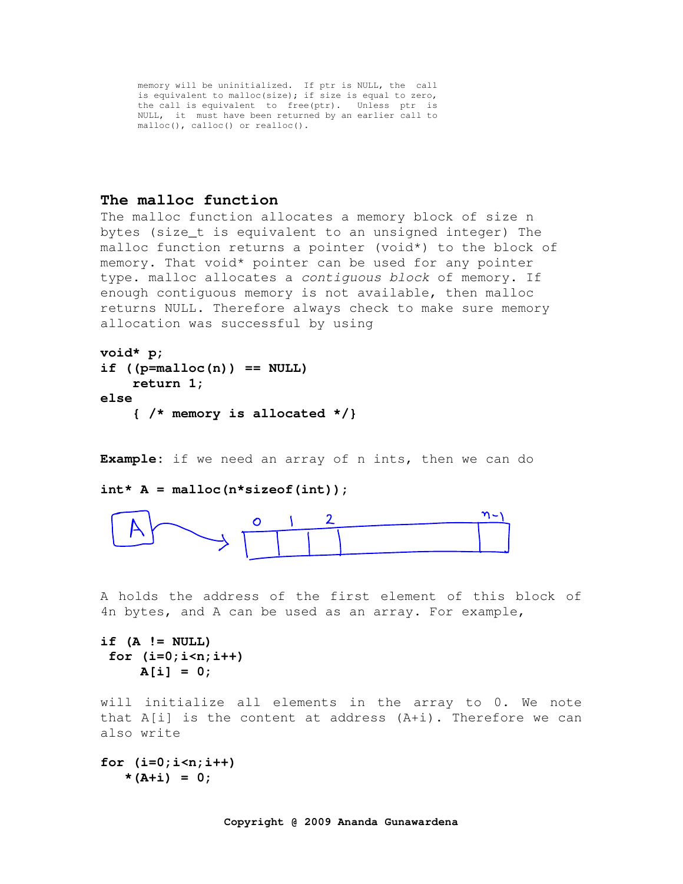```
memory will be uninitialized.  If ptr is NULL, the  call
is equivalent to malloc(size); if size is equal to zero,
the call is equivalent  to  free(ptr).   Unless  ptr  is
NULL,  it  must have been returned by an earlier call to
malloc(), calloc() or realloc().
```

### The malloc function

The malloc function allocates a memory block of size n bytes (size_t is equivalent to an unsigned integer) The malloc function returns a pointer (void*) to the block of memory. That void* pointer can be used for any pointer type. malloc allocates a *contiguous block* of memory. If enough contiguous memory is not available, then malloc returns NULL. Therefore always check to make sure memory allocation was successful by using

```
void* p;
if ((p=malloc(n)) == NULL)
    return 1;
else
    { /* memory is allocated */}
```

**Example**: if we need an array of n ints, then we can do

```
int* A = malloc(n*sizeof(int));
```

A holds the address of the first element of this block of 4n bytes, and A can be used as an array. For example,

```
if (A != NULL)
 for (i=0;i<n;i++)
     A[i] = 0;
```

will initialize all elements in the array to 0. We note that A[i] is the content at address (A+i). Therefore we can also write

```
for (i=0;i<n;i++)
   *(A+i) = 0;
```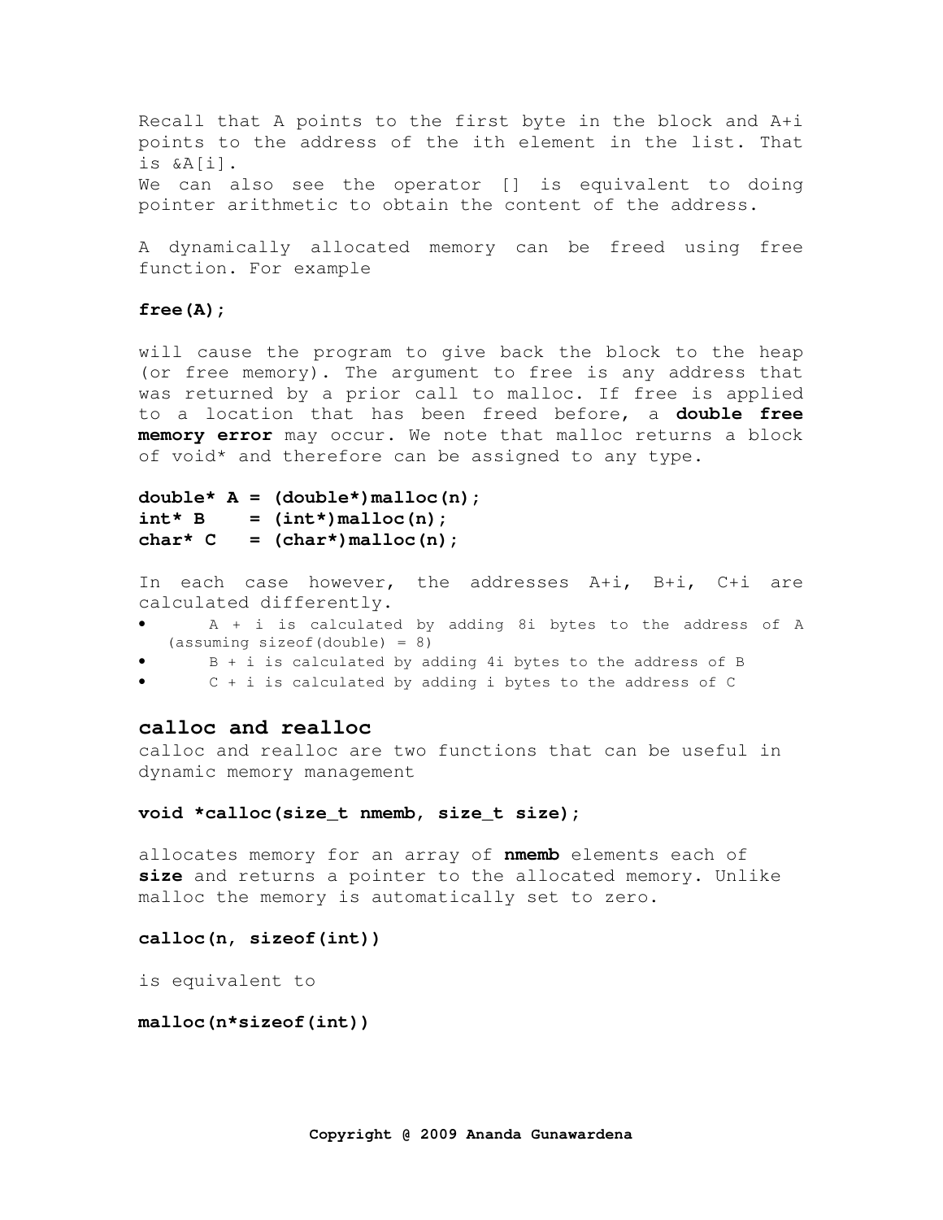Recall that A points to the first byte in the block and A+i points to the address of the ith element in the list. That is &A[i].
We can also see the operator [] is equivalent to doing pointer arithmetic to obtain the content of the address.

A dynamically allocated memory can be freed using free function. For example

**free(A);**

will cause the program to give back the block to the heap (or free memory). The argument to free is any address that was returned by a prior call to malloc. If free is applied to a location that has been freed before, a **double free memory error** may occur. We note that malloc returns a block of void* and therefore can be assigned to any type.

```
double* A = (double*)malloc(n);
int* B    = (int*)malloc(n);
char* C   = (char*)malloc(n);
```

In each case however, the addresses A+i, B+i, C+i are calculated differently.

- A + i is calculated by adding 8i bytes to the address of A (assuming sizeof(double) = 8)
- B + i is calculated by adding 4i bytes to the address of B
- C + i is calculated by adding i bytes to the address of C

## calloc and realloc

calloc and realloc are two functions that can be useful in dynamic memory management

**void *calloc(size_t nmemb, size_t size);**

allocates memory for an array of **nmemb** elements each of **size** and returns a pointer to the allocated memory. Unlike malloc the memory is automatically set to zero.

**calloc(n, sizeof(int))**

is equivalent to

**malloc(n*sizeof(int))**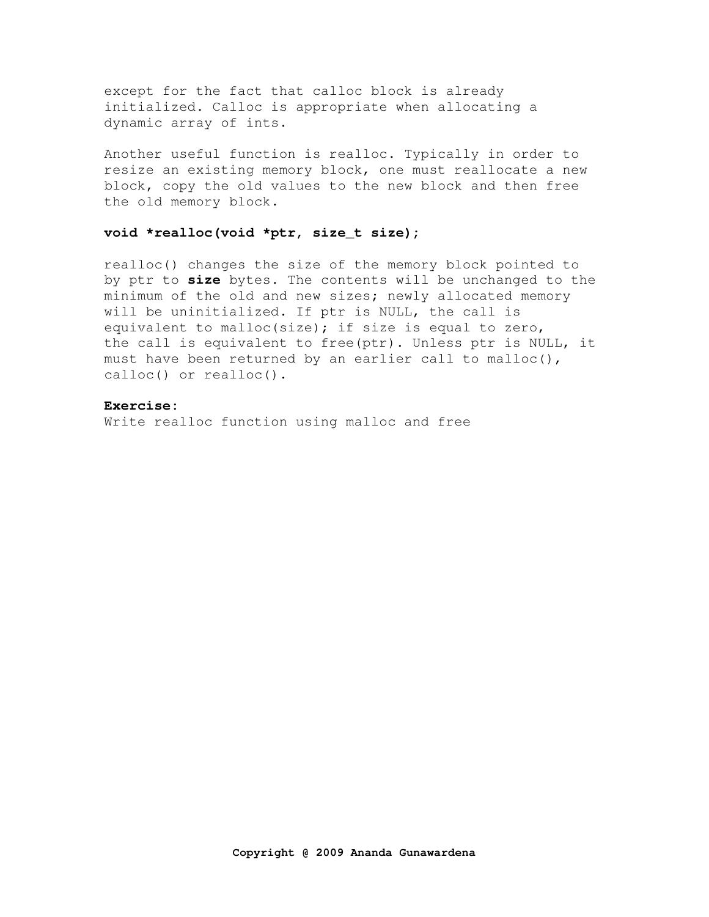except for the fact that calloc block is already initialized. Calloc is appropriate when allocating a dynamic array of ints.

Another useful function is realloc. Typically in order to resize an existing memory block, one must reallocate a new block, copy the old values to the new block and then free the old memory block.

**void *realloc(void *ptr, size_t size);**

realloc() changes the size of the memory block pointed to by ptr to **size** bytes. The contents will be unchanged to the minimum of the old and new sizes; newly allocated memory will be uninitialized. If ptr is NULL, the call is equivalent to malloc(size); if size is equal to zero, the call is equivalent to free(ptr). Unless ptr is NULL, it must have been returned by an earlier call to malloc(), calloc() or realloc().

**Exercise**:
Write realloc function using malloc and free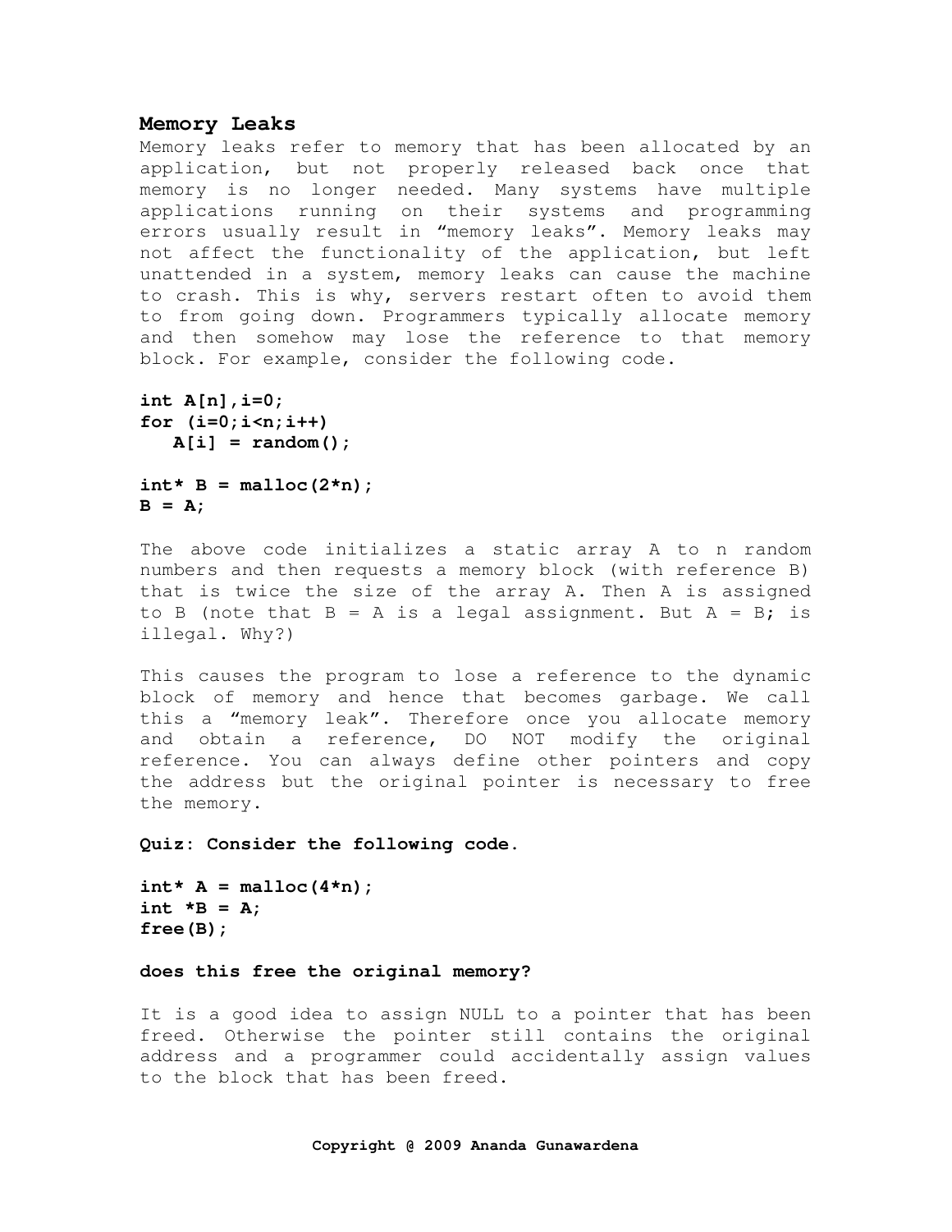## Memory Leaks

Memory leaks refer to memory that has been allocated by an application, but not properly released back once that memory is no longer needed. Many systems have multiple applications running on their systems and programming errors usually result in "memory leaks". Memory leaks may not affect the functionality of the application, but left unattended in a system, memory leaks can cause the machine to crash. This is why, servers restart often to avoid them to from going down. Programmers typically allocate memory and then somehow may lose the reference to that memory block. For example, consider the following code.

```
int A[n],i=0;
for (i=0;i<n;i++)
   A[i] = random();

int* B = malloc(2*n);
B = A;
```

The above code initializes a static array A to n random numbers and then requests a memory block (with reference B) that is twice the size of the array A. Then A is assigned to B (note that B = A is a legal assignment. But A = B; is illegal. Why?)

This causes the program to lose a reference to the dynamic block of memory and hence that becomes garbage. We call this a "memory leak". Therefore once you allocate memory and obtain a reference, DO NOT modify the original reference. You can always define other pointers and copy the address but the original pointer is necessary to free the memory.

**Quiz: Consider the following code.**

```
int* A = malloc(4*n);
int *B = A;
free(B);
```

**does this free the original memory?**

It is a good idea to assign NULL to a pointer that has been freed. Otherwise the pointer still contains the original address and a programmer could accidentally assign values to the block that has been freed.

**Copyright @ 2009 Ananda Gunawardena**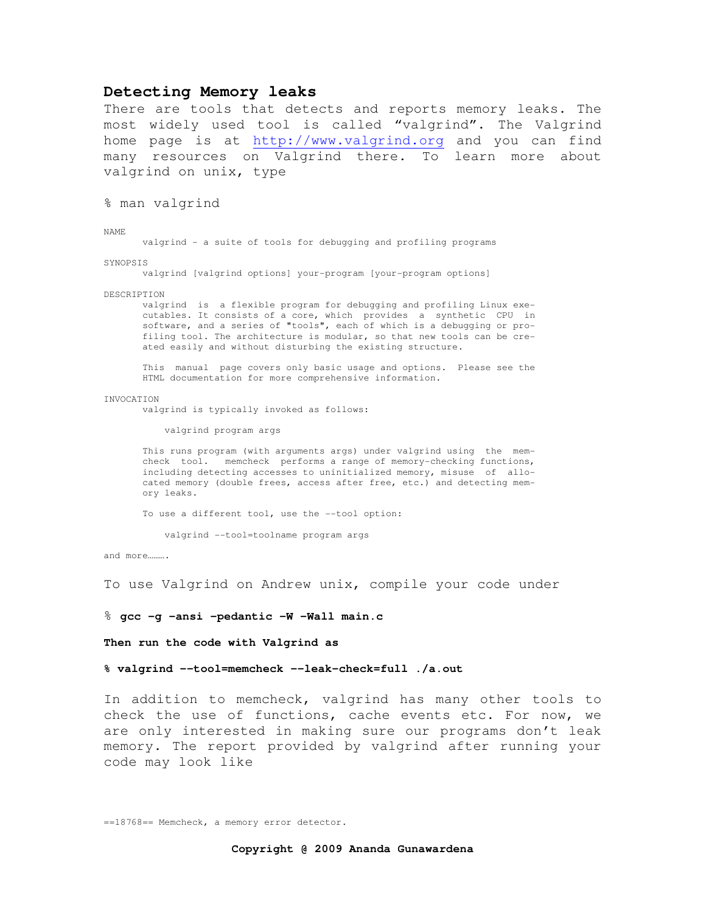## Detecting Memory leaks

There are tools that detects and reports memory leaks. The most widely used tool is called “valgrind”. The Valgrind home page is at [http://www.valgrind.org](http://www.valgrind.org) and you can find many resources on Valgrind there. To learn more about valgrind on unix, type

```
% man valgrind
```

```
NAME
       valgrind - a suite of tools for debugging and profiling programs

SYNOPSIS
       valgrind [valgrind options] your-program [your-program options]

DESCRIPTION
       valgrind  is  a flexible program for debugging and profiling Linux exe-
       cutables. It consists of a core, which  provides  a  synthetic  CPU  in
       software, and a series of "tools", each of which is a debugging or pro-
       filing tool. The architecture is modular, so that new tools can be cre-
       ated easily and without disturbing the existing structure.

       This  manual  page covers only basic usage and options.  Please see the
       HTML documentation for more comprehensive information.

INVOCATION
       valgrind is typically invoked as follows:

           valgrind program args

       This runs program (with arguments args) under valgrind using  the  mem-
       check  tool.   memcheck  performs a range of memory-checking functions,
       including detecting accesses to uninitialized memory, misuse  of  allo-
       cated memory (double frees, access after free, etc.) and detecting mem-
       ory leaks.

       To use a different tool, use the --tool option:

           valgrind --tool=toolname program args

and more……….
```

To use Valgrind on Andrew unix, compile your code under

**% gcc -g -ansi -pedantic -W -Wall main.c**

**Then run the code with Valgrind as**

**% valgrind --tool=memcheck --leak-check=full ./a.out**

In addition to memcheck, valgrind has many other tools to check the use of functions, cache events etc. For now, we are only interested in making sure our programs don’t leak memory. The report provided by valgrind after running your code may look like

```
==18768== Memcheck, a memory error detector.
```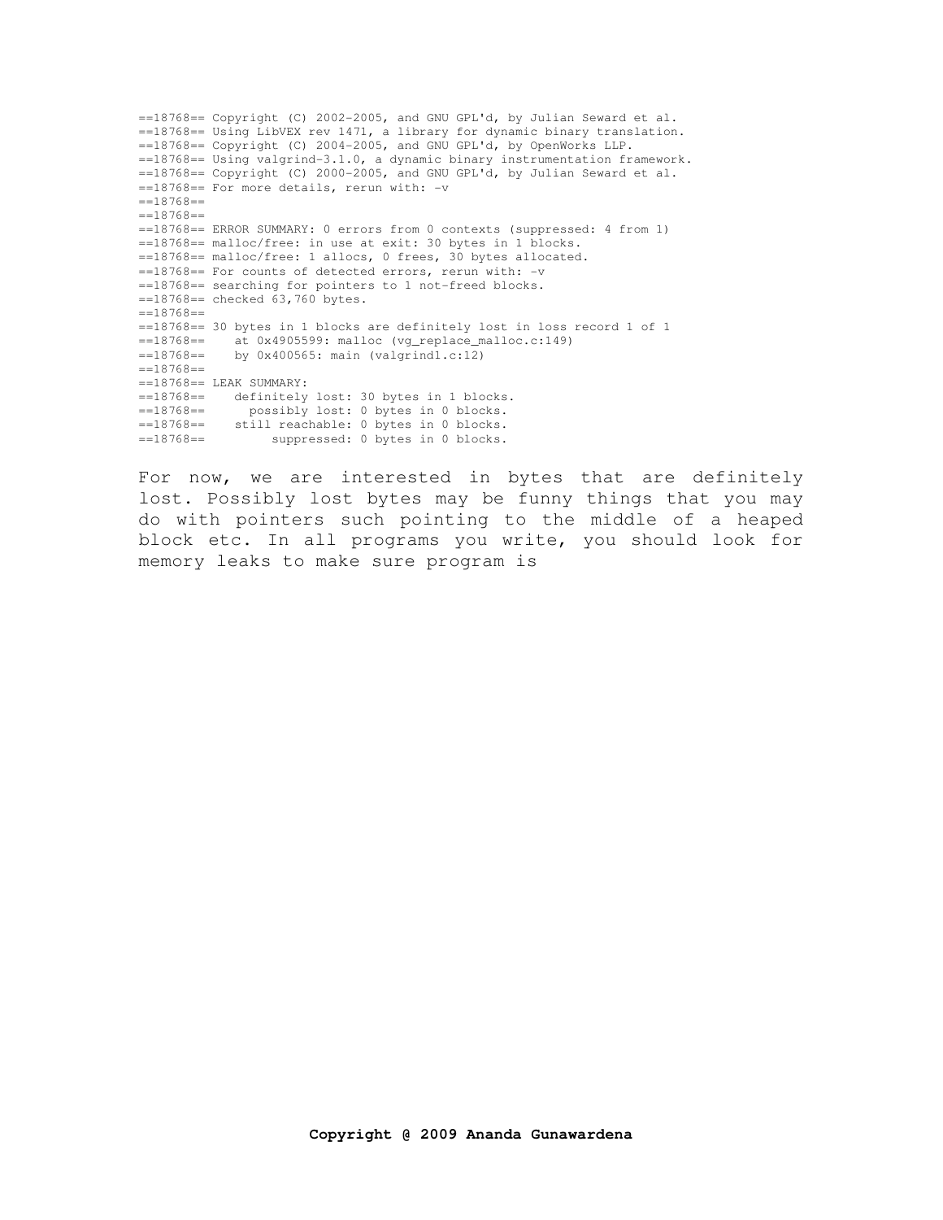```
==18768== Copyright (C) 2002-2005, and GNU GPL'd, by Julian Seward et al.
==18768== Using LibVEX rev 1471, a library for dynamic binary translation.
==18768== Copyright (C) 2004-2005, and GNU GPL'd, by OpenWorks LLP.
==18768== Using valgrind-3.1.0, a dynamic binary instrumentation framework.
==18768== Copyright (C) 2000-2005, and GNU GPL'd, by Julian Seward et al.
==18768== For more details, rerun with: -v
==18768==
==18768==
==18768== ERROR SUMMARY: 0 errors from 0 contexts (suppressed: 4 from 1)
==18768== malloc/free: in use at exit: 30 bytes in 1 blocks.
==18768== malloc/free: 1 allocs, 0 frees, 30 bytes allocated.
==18768== For counts of detected errors, rerun with: -v
==18768== searching for pointers to 1 not-freed blocks.
==18768== checked 63,760 bytes.
==18768==
==18768== 30 bytes in 1 blocks are definitely lost in loss record 1 of 1
==18768==    at 0x4905599: malloc (vg_replace_malloc.c:149)
==18768==    by 0x400565: main (valgrind1.c:12)
==18768==
==18768== LEAK SUMMARY:
==18768==    definitely lost: 30 bytes in 1 blocks.
==18768==      possibly lost: 0 bytes in 0 blocks.
==18768==    still reachable: 0 bytes in 0 blocks.
==18768==         suppressed: 0 bytes in 0 blocks.
```

For now, we are interested in bytes that are definitely lost. Possibly lost bytes may be funny things that you may do with pointers such pointing to the middle of a heaped block etc. In all programs you write, you should look for memory leaks to make sure program is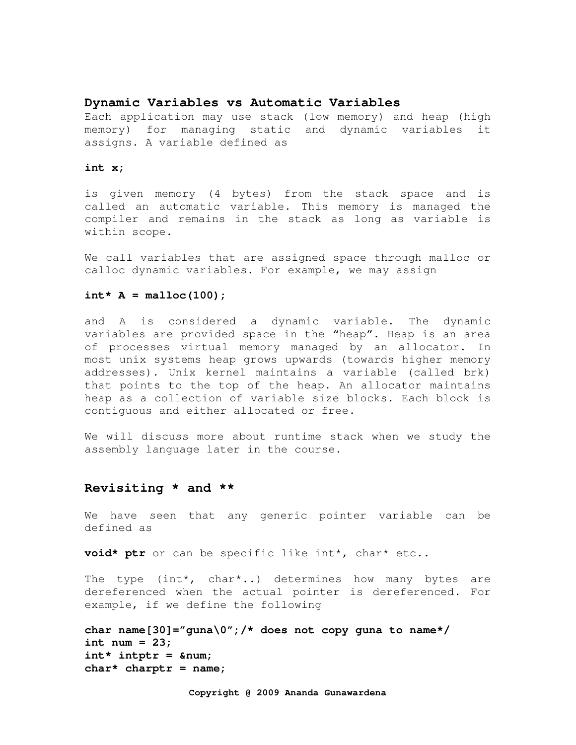## Dynamic Variables vs Automatic Variables

Each application may use stack (low memory) and heap (high memory) for managing static and dynamic variables it assigns. A variable defined as

**int x;**

is given memory (4 bytes) from the stack space and is called an automatic variable. This memory is managed the compiler and remains in the stack as long as variable is within scope.

We call variables that are assigned space through malloc or calloc dynamic variables. For example, we may assign

**int* A = malloc(100);**

and A is considered a dynamic variable. The dynamic variables are provided space in the "heap". Heap is an area of processes virtual memory managed by an allocator. In most unix systems heap grows upwards (towards higher memory addresses). Unix kernel maintains a variable (called brk) that points to the top of the heap. An allocator maintains heap as a collection of variable size blocks. Each block is contiguous and either allocated or free.

We will discuss more about runtime stack when we study the assembly language later in the course.

## Revisiting * and **

We have seen that any generic pointer variable can be defined as

**void* ptr** or can be specific like int*, char* etc..

The type (int*, char*..) determines how many bytes are dereferenced when the actual pointer is dereferenced. For example, if we define the following

```
char name[30]="guna\0";/* does not copy guna to name*/
int num = 23;
int* intptr = &num;
char* charptr = name;
```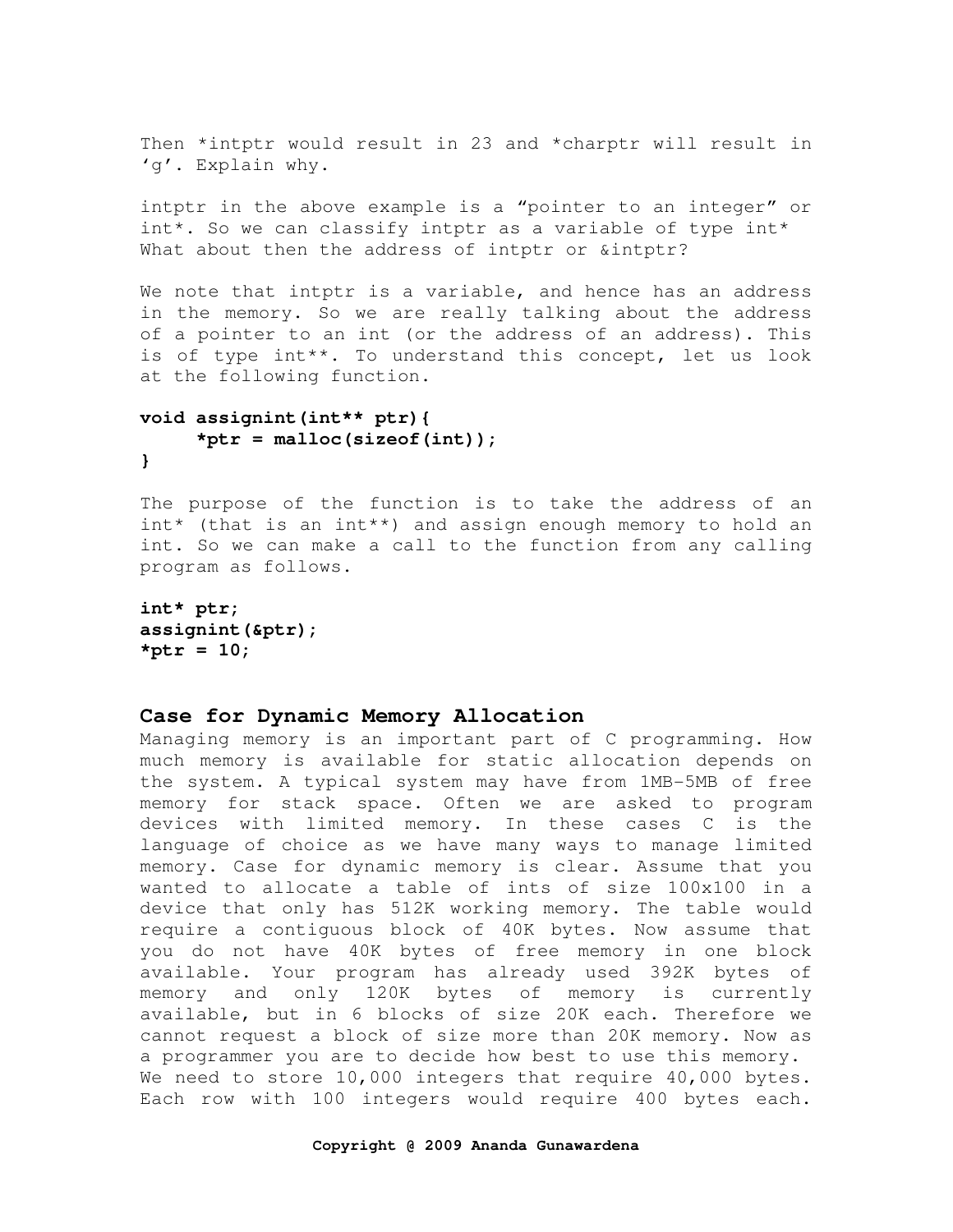Then *intptr would result in 23 and *charptr will result in ‘g’. Explain why.

intptr in the above example is a “pointer to an integer” or int*. So we can classify intptr as a variable of type int* What about then the address of intptr or &intptr?

We note that intptr is a variable, and hence has an address in the memory. So we are really talking about the address of a pointer to an int (or the address of an address). This is of type int**. To understand this concept, let us look at the following function.

```
void assignint(int** ptr){
     *ptr = malloc(sizeof(int));
}
```

The purpose of the function is to take the address of an int* (that is an int**) and assign enough memory to hold an int. So we can make a call to the function from any calling program as follows.

```
int* ptr;
assignint(&ptr);
*ptr = 10;
```

## Case for Dynamic Memory Allocation

Managing memory is an important part of C programming. How much memory is available for static allocation depends on the system. A typical system may have from 1MB-5MB of free memory for stack space. Often we are asked to program devices with limited memory. In these cases C is the language of choice as we have many ways to manage limited memory. Case for dynamic memory is clear. Assume that you wanted to allocate a table of ints of size 100x100 in a device that only has 512K working memory. The table would require a contiguous block of 40K bytes. Now assume that you do not have 40K bytes of free memory in one block available. Your program has already used 392K bytes of memory and only 120K bytes of memory is currently available, but in 6 blocks of size 20K each. Therefore we cannot request a block of size more than 20K memory. Now as a programmer you are to decide how best to use this memory. We need to store 10,000 integers that require 40,000 bytes. Each row with 100 integers would require 400 bytes each.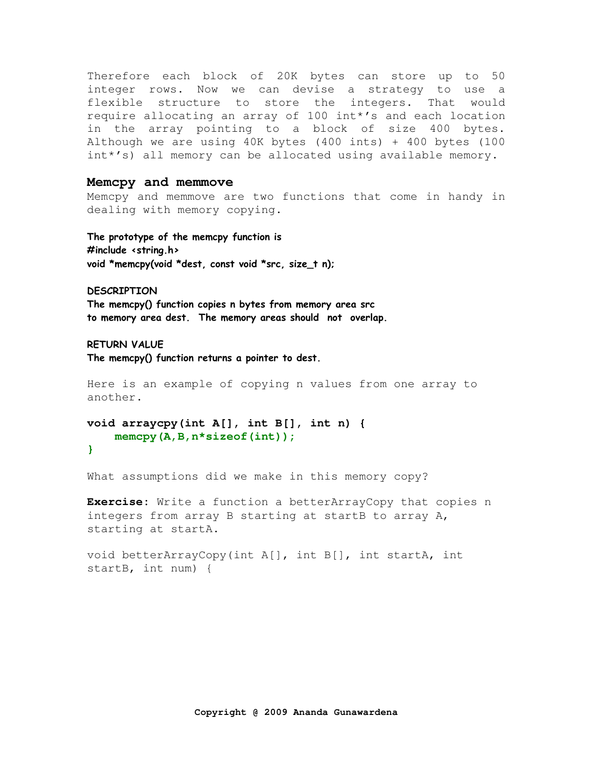Therefore each block of 20K bytes can store up to 50 integer rows. Now we can devise a strategy to use a flexible structure to store the integers. That would require allocating an array of 100 int*'s and each location in the array pointing to a block of size 400 bytes. Although we are using 40K bytes (400 ints) + 400 bytes (100 int*'s) all memory can be allocated using available memory.

### Memcpy and memmove

Memcpy and memmove are two functions that come in handy in dealing with memory copying.

**The prototype of the memcpy function is**
**#include <string.h>**
**void *memcpy(void *dest, const void *src, size_t n);**

**DESCRIPTION**
**The memcpy() function copies n bytes from memory area src to memory area dest. The memory areas should not overlap.**

**RETURN VALUE**
**The memcpy() function returns a pointer to dest.**

Here is an example of copying n values from one array to another.

```
void arraycpy(int A[], int B[], int n) {
    memcpy(A,B,n*sizeof(int));
}
```

What assumptions did we make in this memory copy?

**Exercise:** Write a function a betterArrayCopy that copies n integers from array B starting at startB to array A, starting at startA.

```
void betterArrayCopy(int A[], int B[], int startA, int startB, int num) {
```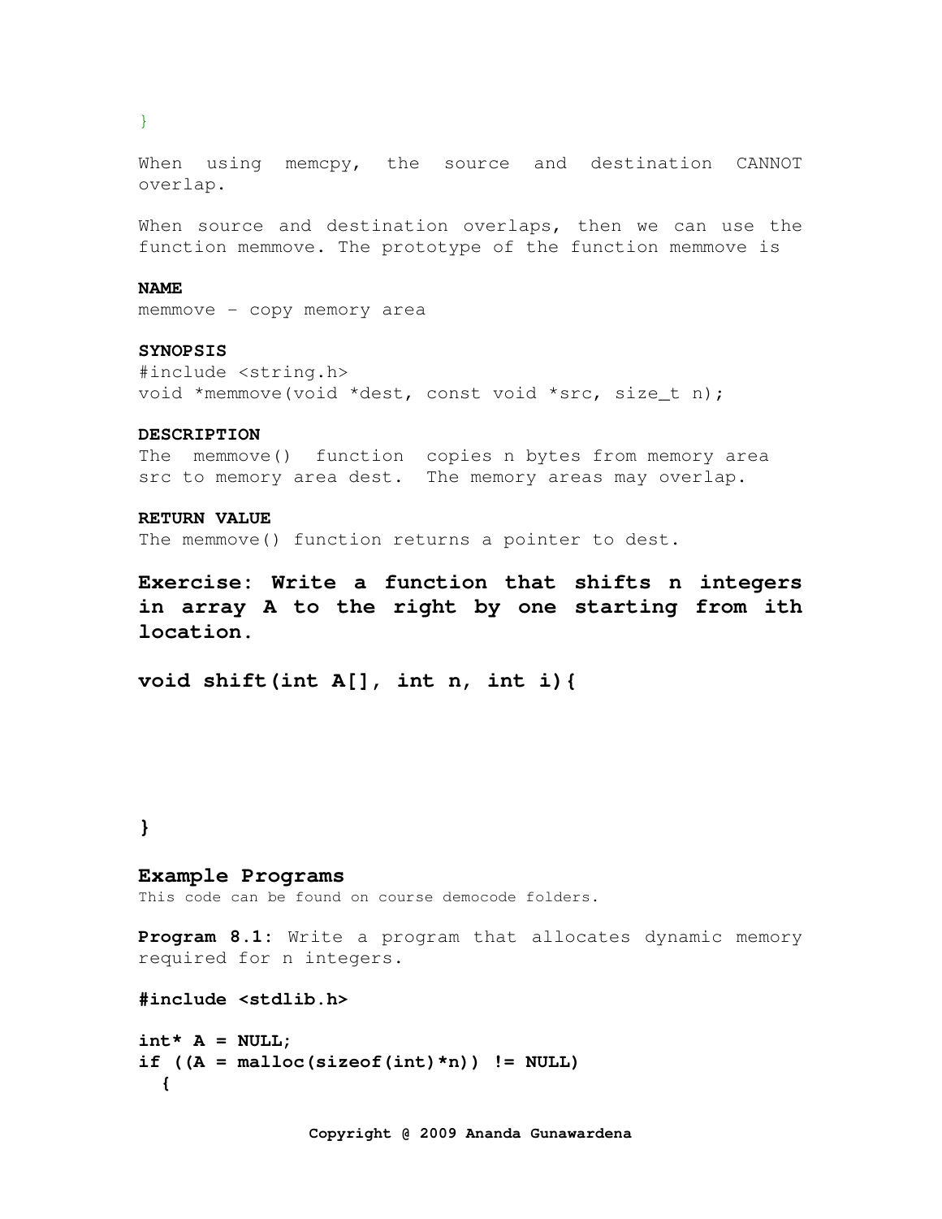```
}
```

When using memcpy, the source and destination CANNOT overlap.

When source and destination overlaps, then we can use the function memmove. The prototype of the function memmove is

**NAME**
memmove - copy memory area

**SYNOPSIS**

```
#include <string.h>
void *memmove(void *dest, const void *src, size_t n);
```

**DESCRIPTION**
The memmove() function copies n bytes from memory area src to memory area dest. The memory areas may overlap.

**RETURN VALUE**
The memmove() function returns a pointer to dest.

**Exercise: Write a function that shifts n integers in array A to the right by one starting from ith location.**

```
void shift(int A[], int n, int i){





}
```

## Example Programs

This code can be found on course democode folders.

**Program 8.1:** Write a program that allocates dynamic memory required for n integers.

```
#include <stdlib.h>

int* A = NULL;
if ((A = malloc(sizeof(int)*n)) != NULL)
  {
```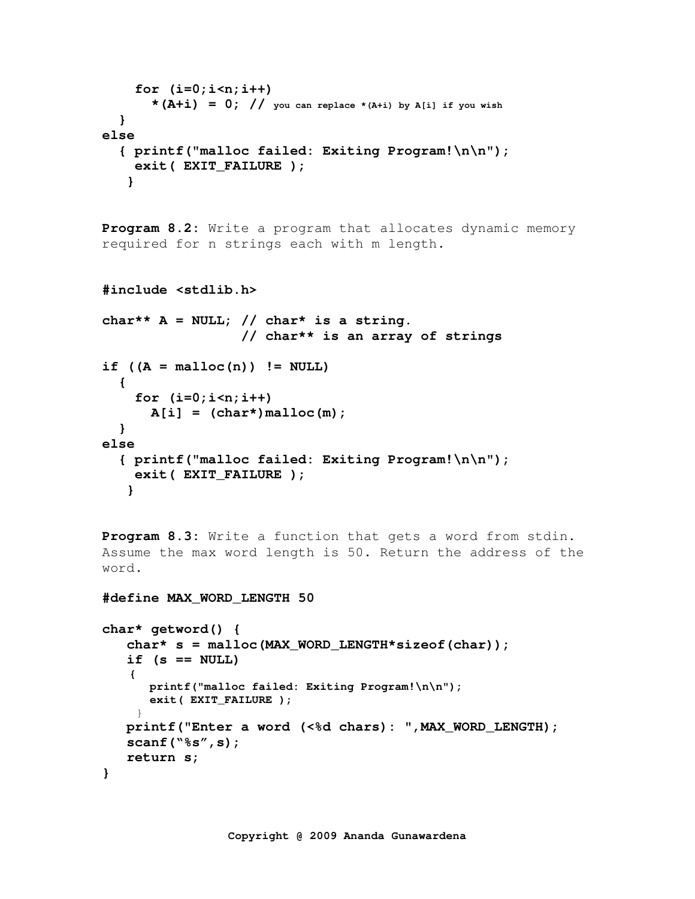```
    for (i=0;i<n;i++)
      *(A+i) = 0; // you can replace *(A+i) by A[i] if you wish
  }
else
  { printf("malloc failed: Exiting Program!\n\n");
    exit( EXIT_FAILURE );
   }
```

**Program 8.2:** Write a program that allocates dynamic memory required for n strings each with m length.

```
#include <stdlib.h>

char** A = NULL; // char* is a string.
                 // char** is an array of strings

if ((A = malloc(n)) != NULL)
  {
    for (i=0;i<n;i++)
      A[i] = (char*)malloc(m);
  }
else
  { printf("malloc failed: Exiting Program!\n\n");
    exit( EXIT_FAILURE );
   }
```

**Program 8.3:** Write a function that gets a word from stdin. Assume the max word length is 50. Return the address of the word.

```
#define MAX_WORD_LENGTH 50

char* getword() {
   char* s = malloc(MAX_WORD_LENGTH*sizeof(char));
   if (s == NULL)
    {
      printf("malloc failed: Exiting Program!\n\n");
      exit( EXIT_FAILURE );
     }
   printf("Enter a word (<%d chars): ",MAX_WORD_LENGTH);
   scanf("%s",s);
   return s;
}
```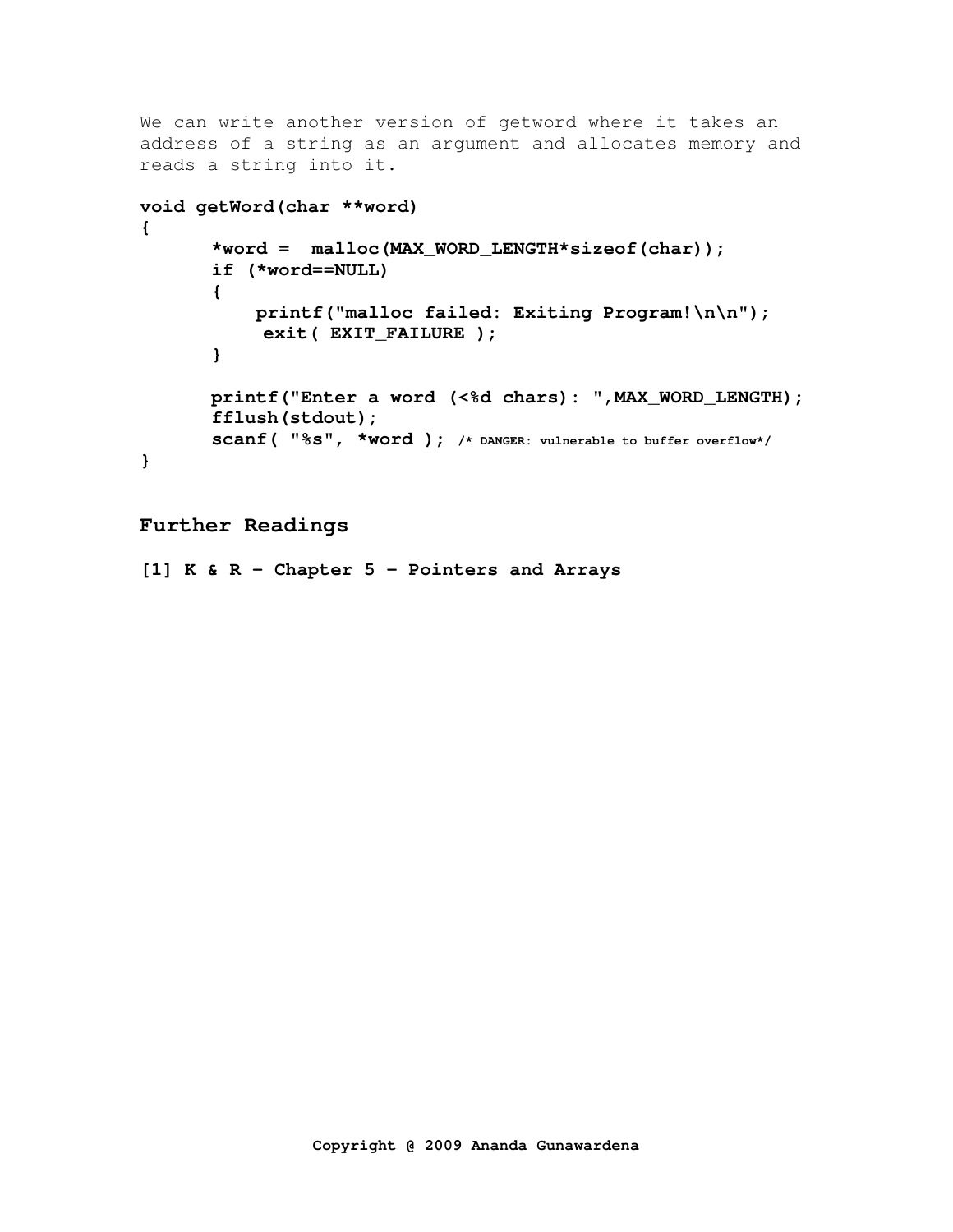We can write another version of getword where it takes an address of a string as an argument and allocates memory and reads a string into it.

```
void getWord(char **word)
{
       *word =  malloc(MAX_WORD_LENGTH*sizeof(char));
       if (*word==NULL)
       {
           printf("malloc failed: Exiting Program!\n\n");
            exit( EXIT_FAILURE );
       }

       printf("Enter a word (<%d chars): ",MAX_WORD_LENGTH);
       fflush(stdout);
       scanf( "%s", *word ); /* DANGER: vulnerable to buffer overflow*/
}
```

## Further Readings

**[1] K & R – Chapter 5 – Pointers and Arrays**

**Copyright @ 2009 Ananda Gunawardena**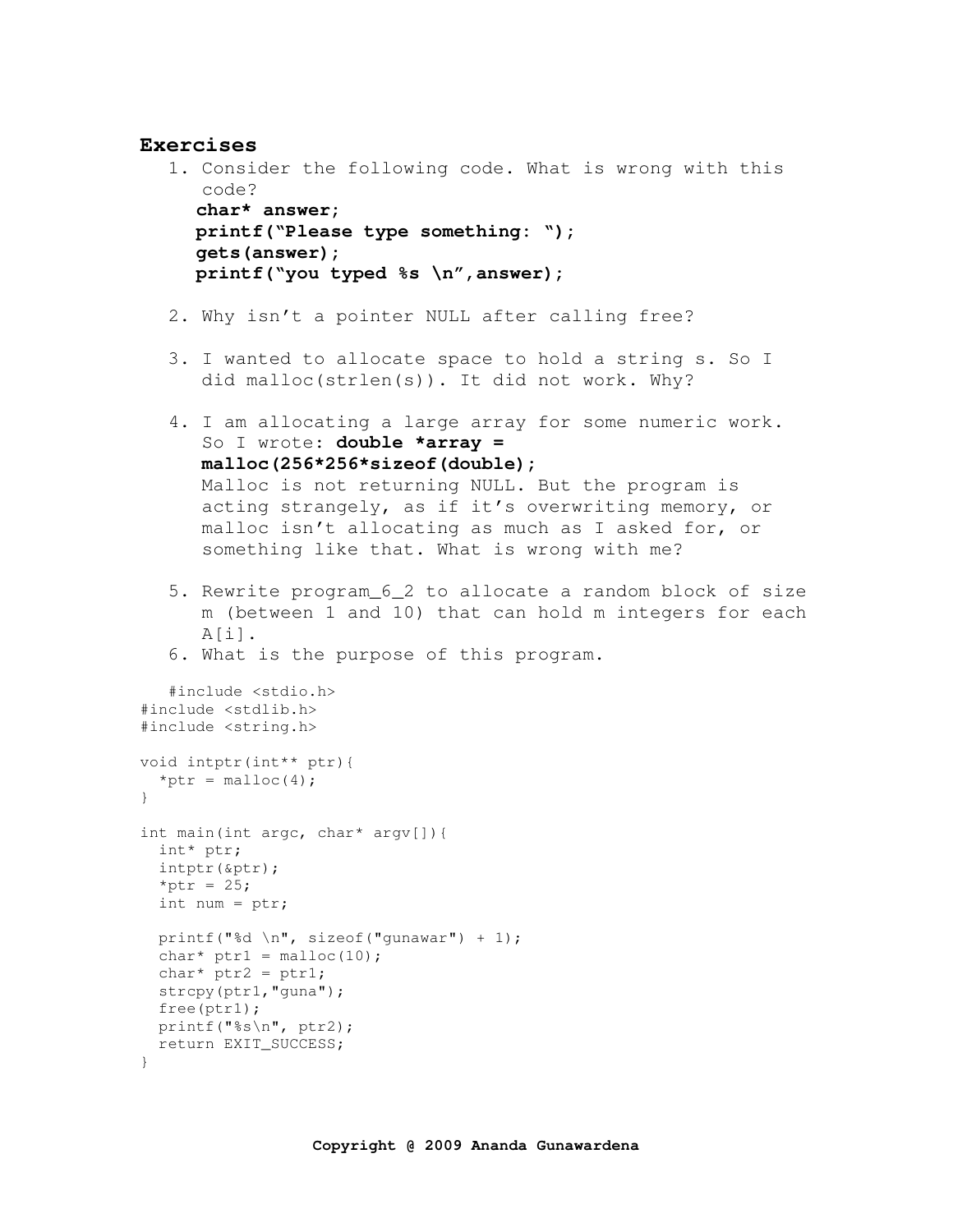## Exercises

1. Consider the following code. What is wrong with this code?
   **char* answer;**
   **printf("Please type something: ");**
   **gets(answer);**
   **printf("you typed %s \n",answer);**

2. Why isn't a pointer NULL after calling free?

3. I wanted to allocate space to hold a string s. So I did malloc(strlen(s)). It did not work. Why?

4. I am allocating a large array for some numeric work. So I wrote: **double *array = malloc(256*256*sizeof(double);**
   Malloc is not returning NULL. But the program is acting strangely, as if it's overwriting memory, or malloc isn't allocating as much as I asked for, or something like that. What is wrong with me?

5. Rewrite program_6_2 to allocate a random block of size m (between 1 and 10) that can hold m integers for each A[i].

6. What is the purpose of this program.

```
#include <stdio.h>
#include <stdlib.h>
#include <string.h>

void intptr(int** ptr){
  *ptr = malloc(4);
}

int main(int argc, char* argv[]){
  int* ptr;
  intptr(&ptr);
  *ptr = 25;
  int num = ptr;

  printf("%d \n", sizeof("gunawar") + 1);
  char* ptr1 = malloc(10);
  char* ptr2 = ptr1;
  strcpy(ptr1,"guna");
  free(ptr1);
  printf("%s\n", ptr2);
  return EXIT_SUCCESS;
}
```

**Copyright @ 2009 Ananda Gunawardena**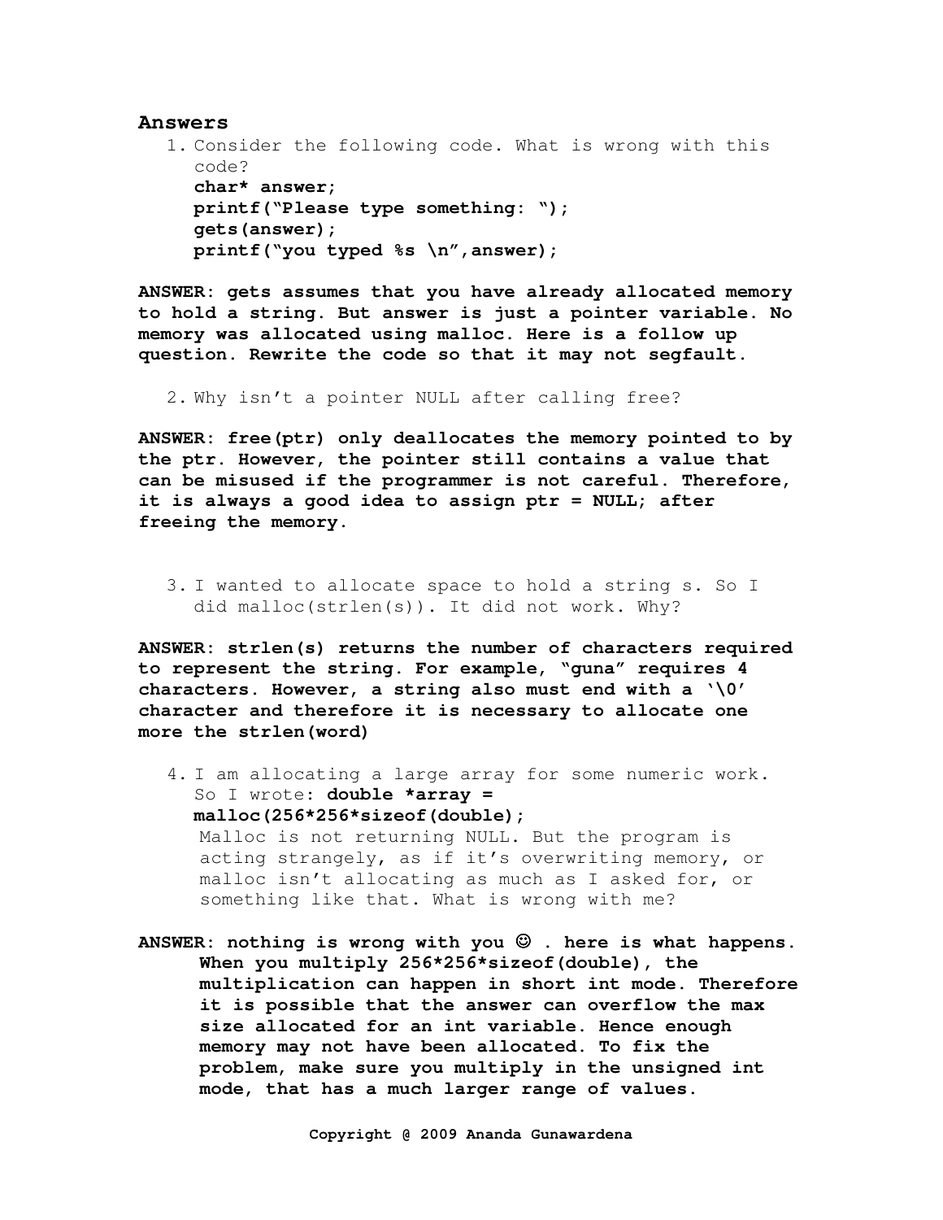## Answers

1. Consider the following code. What is wrong with this code?

```
char* answer;
printf("Please type something: ");
gets(answer);
printf("you typed %s \n",answer);
```

**ANSWER: gets assumes that you have already allocated memory to hold a string. But answer is just a pointer variable. No memory was allocated using malloc. Here is a follow up question. Rewrite the code so that it may not segfault.**

2. Why isn't a pointer NULL after calling free?

**ANSWER: free(ptr) only deallocates the memory pointed to by the ptr. However, the pointer still contains a value that can be misused if the programmer is not careful. Therefore, it is always a good idea to assign ptr = NULL; after freeing the memory.**

3. I wanted to allocate space to hold a string s. So I did malloc(strlen(s)). It did not work. Why?

**ANSWER: strlen(s) returns the number of characters required to represent the string. For example, "guna" requires 4 characters. However, a string also must end with a '\0' character and therefore it is necessary to allocate one more the strlen(word)**

4. I am allocating a large array for some numeric work. So I wrote: **double *array = malloc(256*256*sizeof(double);** Malloc is not returning NULL. But the program is acting strangely, as if it's overwriting memory, or malloc isn't allocating as much as I asked for, or something like that. What is wrong with me?

**ANSWER: nothing is wrong with you ☺ . here is what happens. When you multiply 256*256*sizeof(double), the multiplication can happen in short int mode. Therefore it is possible that the answer can overflow the max size allocated for an int variable. Hence enough memory may not have been allocated. To fix the problem, make sure you multiply in the unsigned int mode, that has a much larger range of values.**

Copyright @ 2009 Ananda Gunawardena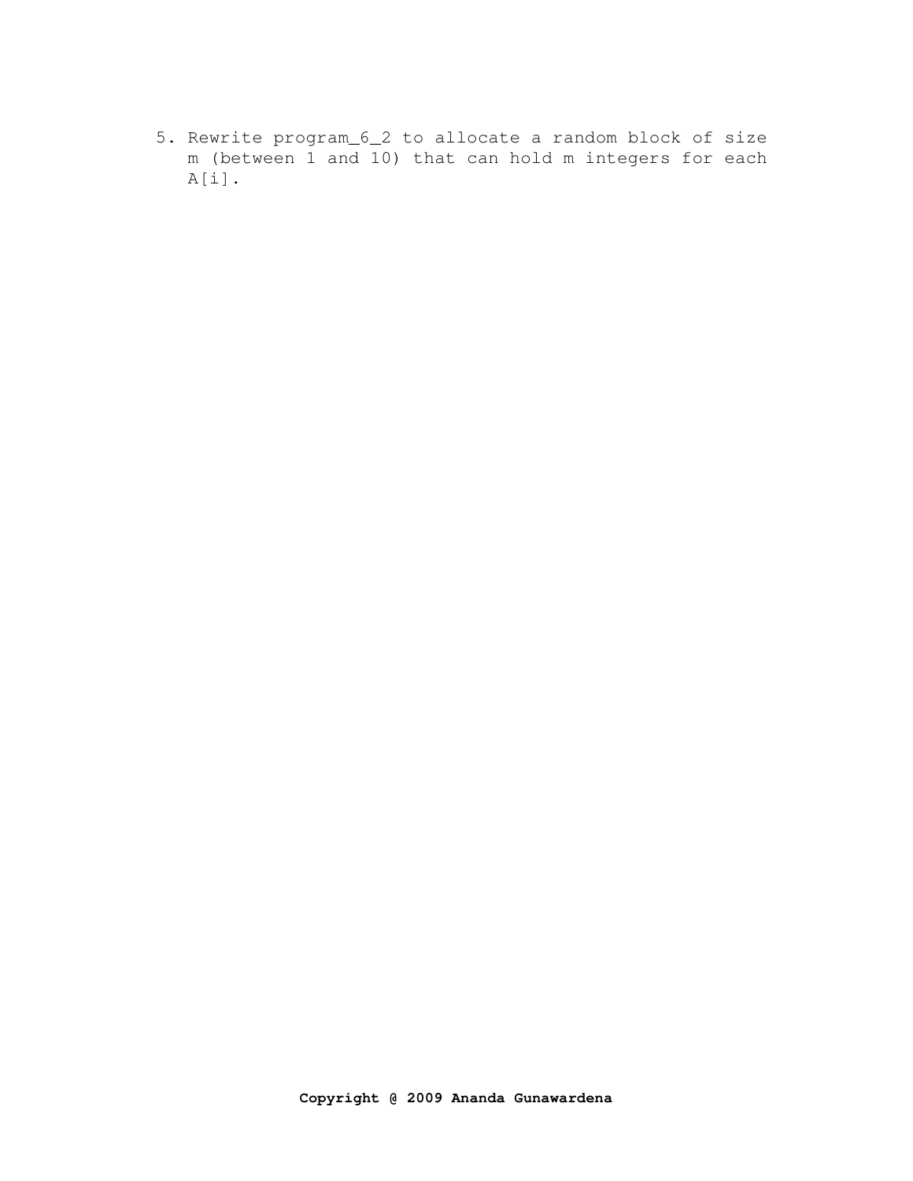5. Rewrite program_6_2 to allocate a random block of size m (between 1 and 10) that can hold m integers for each A[i].

**Copyright @ 2009 Ananda Gunawardena**